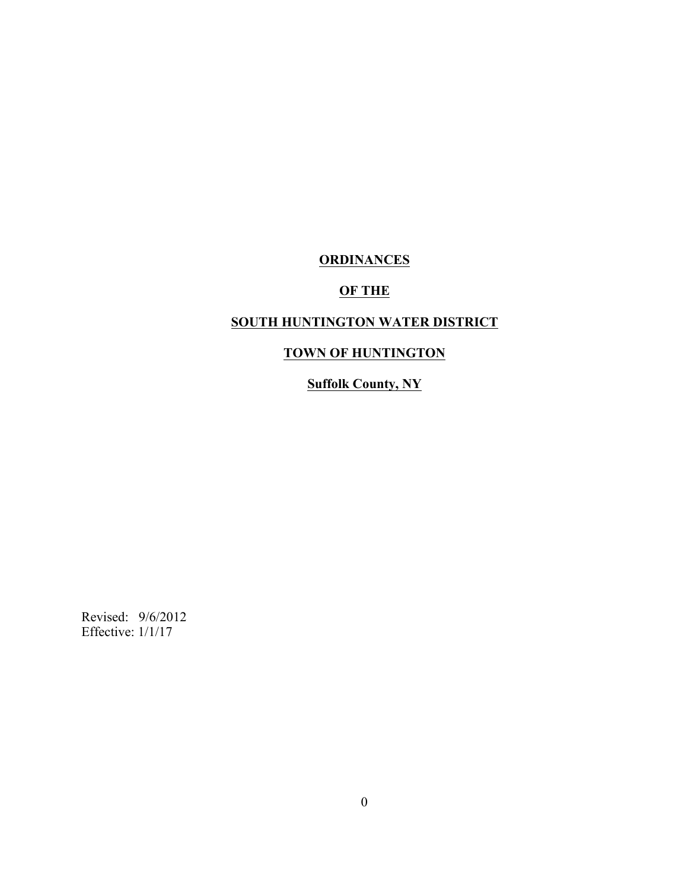# ORDINANCES

## OF THE

## SOUTH HUNTINGTON WATER DISTRICT

## TOWN OF HUNTINGTON

## Suffolk County, NY

Revised: 9/6/2012
Effective: 1/1/17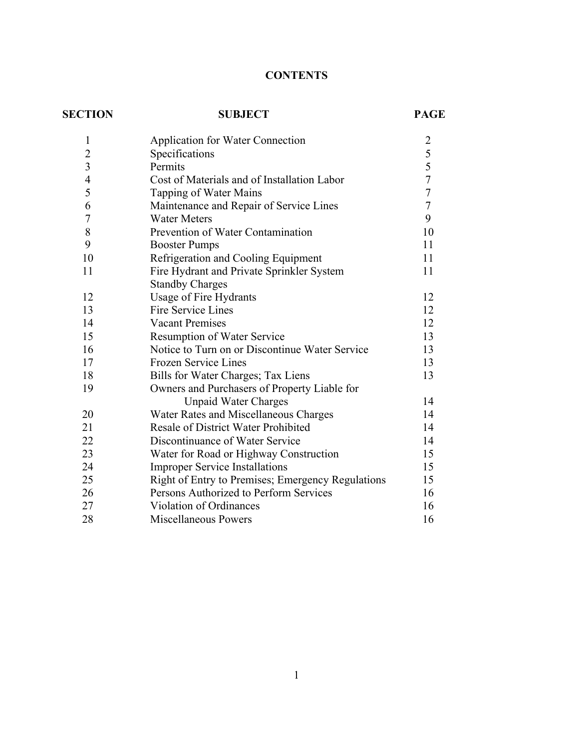# CONTENTS

| SECTION | SUBJECT | PAGE |
|---|---|---|
| 1 | Application for Water Connection | 2 |
| 2 | Specifications | 5 |
| 3 | Permits | 5 |
| 4 | Cost of Materials and of Installation Labor | 7 |
| 5 | Tapping of Water Mains | 7 |
| 6 | Maintenance and Repair of Service Lines | 7 |
| 7 | Water Meters | 9 |
| 8 | Prevention of Water Contamination | 10 |
| 9 | Booster Pumps | 11 |
| 10 | Refrigeration and Cooling Equipment | 11 |
| 11 | Fire Hydrant and Private Sprinkler System Standby Charges | 11 |
| 12 | Usage of Fire Hydrants | 12 |
| 13 | Fire Service Lines | 12 |
| 14 | Vacant Premises | 12 |
| 15 | Resumption of Water Service | 13 |
| 16 | Notice to Turn on or Discontinue Water Service | 13 |
| 17 | Frozen Service Lines | 13 |
| 18 | Bills for Water Charges; Tax Liens | 13 |
| 19 | Owners and Purchasers of Property Liable for Unpaid Water Charges | 14 |
| 20 | Water Rates and Miscellaneous Charges | 14 |
| 21 | Resale of District Water Prohibited | 14 |
| 22 | Discontinuance of Water Service | 14 |
| 23 | Water for Road or Highway Construction | 15 |
| 24 | Improper Service Installations | 15 |
| 25 | Right of Entry to Premises; Emergency Regulations | 15 |
| 26 | Persons Authorized to Perform Services | 16 |
| 27 | Violation of Ordinances | 16 |
| 28 | Miscellaneous Powers | 16 |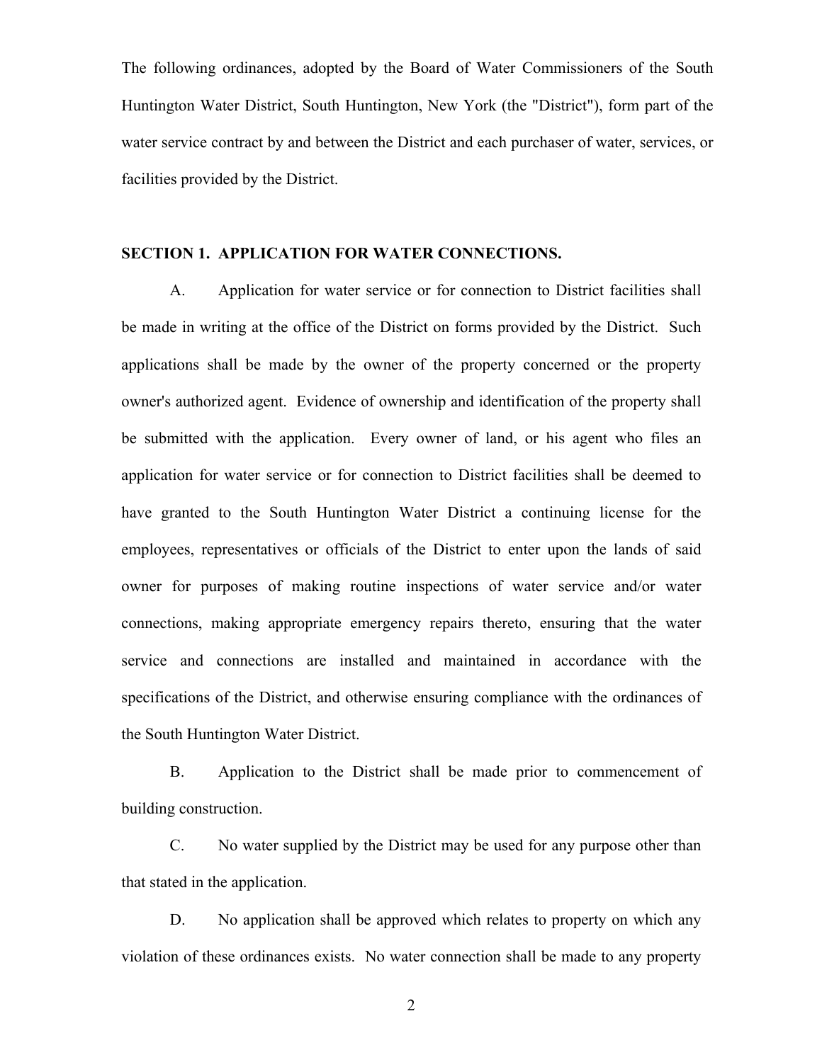The following ordinances, adopted by the Board of Water Commissioners of the South Huntington Water District, South Huntington, New York (the "District"), form part of the water service contract by and between the District and each purchaser of water, services, or facilities provided by the District.

## SECTION 1. APPLICATION FOR WATER CONNECTIONS.

A. Application for water service or for connection to District facilities shall be made in writing at the office of the District on forms provided by the District. Such applications shall be made by the owner of the property concerned or the property owner's authorized agent. Evidence of ownership and identification of the property shall be submitted with the application. Every owner of land, or his agent who files an application for water service or for connection to District facilities shall be deemed to have granted to the South Huntington Water District a continuing license for the employees, representatives or officials of the District to enter upon the lands of said owner for purposes of making routine inspections of water service and/or water connections, making appropriate emergency repairs thereto, ensuring that the water service and connections are installed and maintained in accordance with the specifications of the District, and otherwise ensuring compliance with the ordinances of the South Huntington Water District.

B. Application to the District shall be made prior to commencement of building construction.

C. No water supplied by the District may be used for any purpose other than that stated in the application.

D. No application shall be approved which relates to property on which any violation of these ordinances exists. No water connection shall be made to any property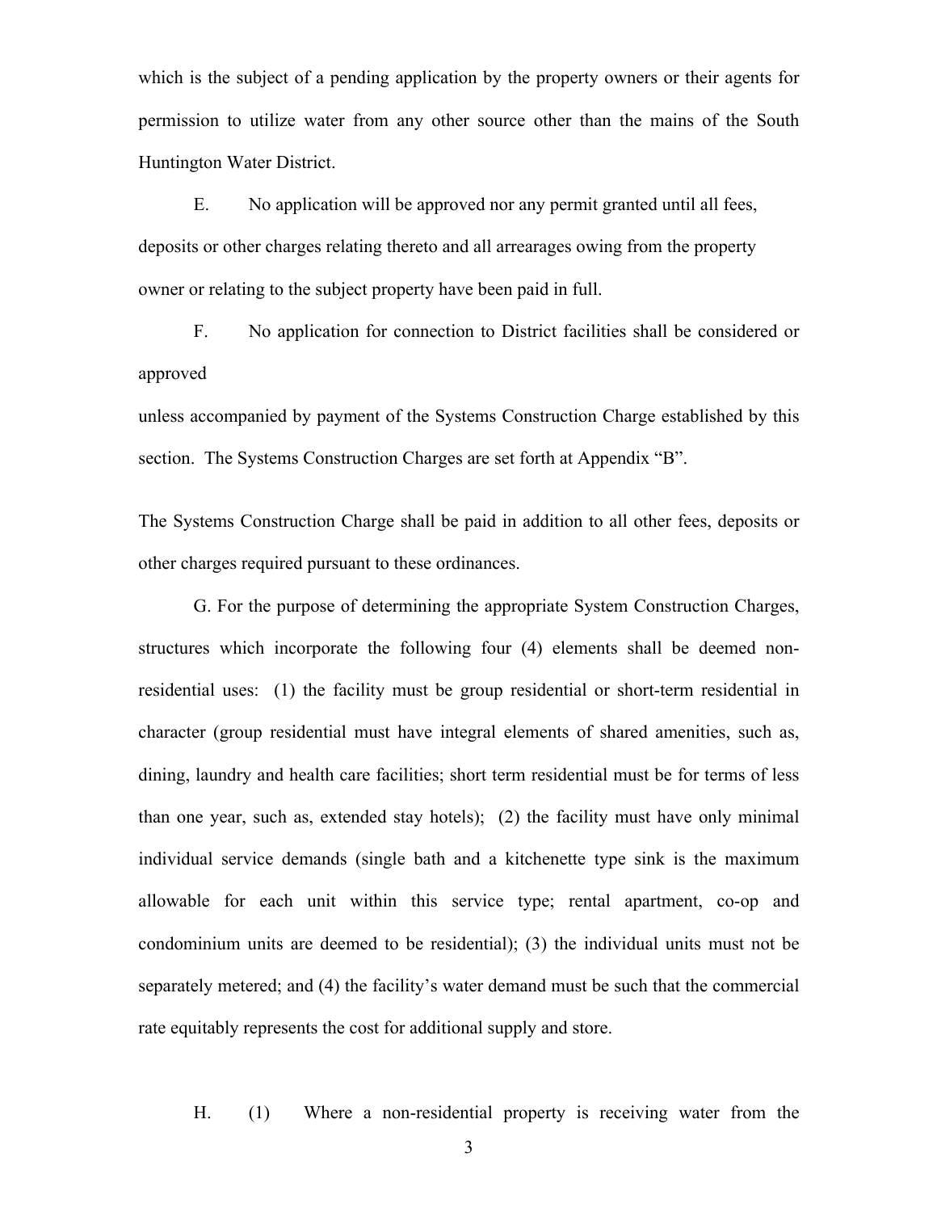which is the subject of a pending application by the property owners or their agents for permission to utilize water from any other source other than the mains of the South Huntington Water District.

E. No application will be approved nor any permit granted until all fees, deposits or other charges relating thereto and all arrearages owing from the property owner or relating to the subject property have been paid in full.

F. No application for connection to District facilities shall be considered or approved

unless accompanied by payment of the Systems Construction Charge established by this section. The Systems Construction Charges are set forth at Appendix "B".

The Systems Construction Charge shall be paid in addition to all other fees, deposits or other charges required pursuant to these ordinances.

G. For the purpose of determining the appropriate System Construction Charges, structures which incorporate the following four (4) elements shall be deemed non-residential uses: (1) the facility must be group residential or short-term residential in character (group residential must have integral elements of shared amenities, such as, dining, laundry and health care facilities; short term residential must be for terms of less than one year, such as, extended stay hotels); (2) the facility must have only minimal individual service demands (single bath and a kitchenette type sink is the maximum allowable for each unit within this service type; rental apartment, co-op and condominium units are deemed to be residential); (3) the individual units must not be separately metered; and (4) the facility's water demand must be such that the commercial rate equitably represents the cost for additional supply and store.

H. (1) Where a non-residential property is receiving water from the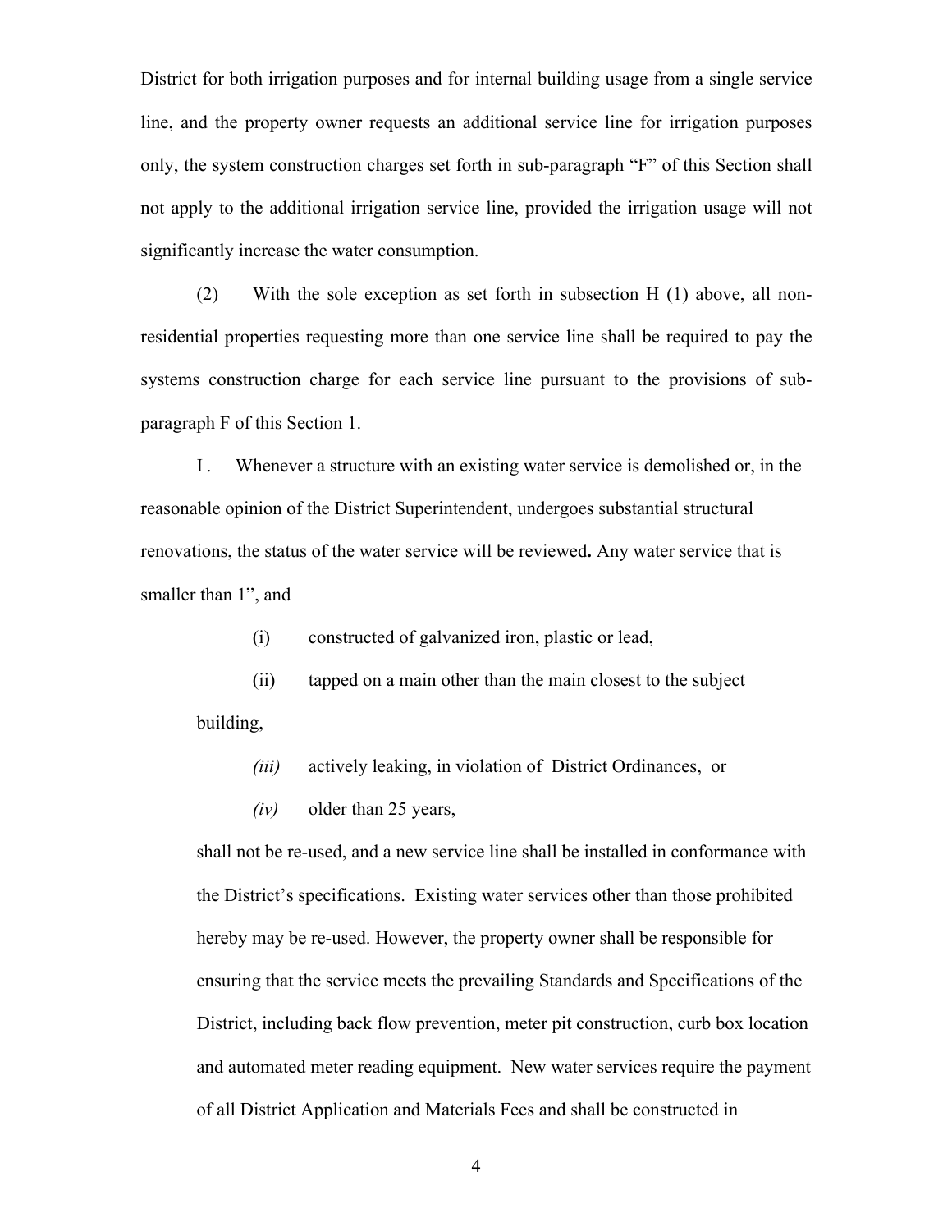District for both irrigation purposes and for internal building usage from a single service line, and the property owner requests an additional service line for irrigation purposes only, the system construction charges set forth in sub-paragraph "F" of this Section shall not apply to the additional irrigation service line, provided the irrigation usage will not significantly increase the water consumption.

(2) With the sole exception as set forth in subsection H (1) above, all non-residential properties requesting more than one service line shall be required to pay the systems construction charge for each service line pursuant to the provisions of sub-paragraph F of this Section 1.

I . Whenever a structure with an existing water service is demolished or, in the reasonable opinion of the District Superintendent, undergoes substantial structural renovations, the status of the water service will be reviewed**.** Any water service that is smaller than 1", and

(i) constructed of galvanized iron, plastic or lead,

(ii) tapped on a main other than the main closest to the subject building,

*(iii)* actively leaking, in violation of District Ordinances, or

*(iv)* older than 25 years,

shall not be re-used, and a new service line shall be installed in conformance with the District's specifications. Existing water services other than those prohibited hereby may be re-used. However, the property owner shall be responsible for ensuring that the service meets the prevailing Standards and Specifications of the District, including back flow prevention, meter pit construction, curb box location and automated meter reading equipment. New water services require the payment of all District Application and Materials Fees and shall be constructed in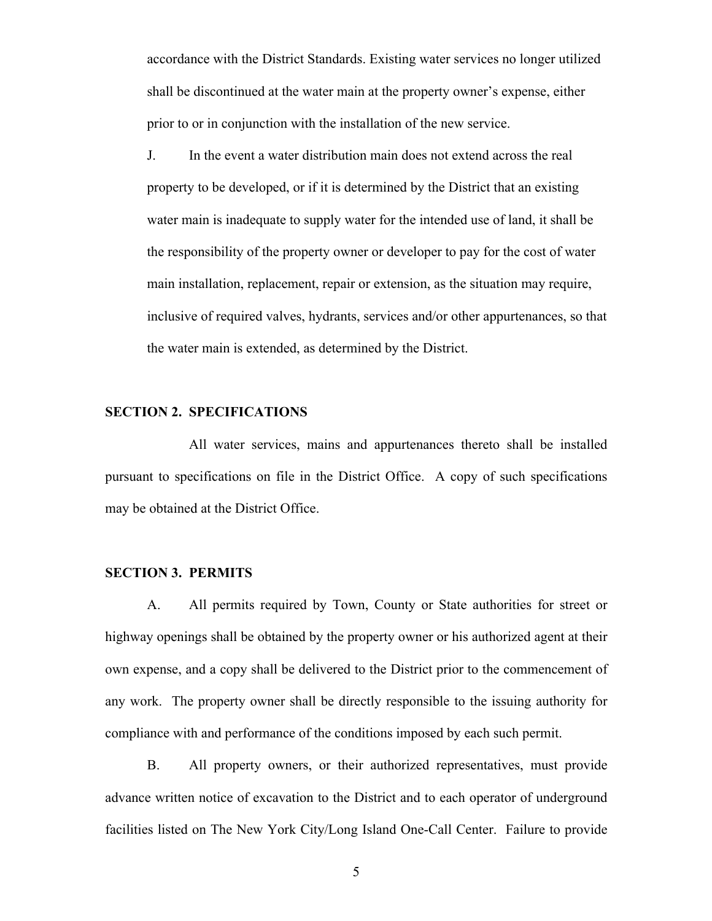accordance with the District Standards. Existing water services no longer utilized shall be discontinued at the water main at the property owner's expense, either prior to or in conjunction with the installation of the new service.

J. In the event a water distribution main does not extend across the real property to be developed, or if it is determined by the District that an existing water main is inadequate to supply water for the intended use of land, it shall be the responsibility of the property owner or developer to pay for the cost of water main installation, replacement, repair or extension, as the situation may require, inclusive of required valves, hydrants, services and/or other appurtenances, so that the water main is extended, as determined by the District.

**SECTION 2. SPECIFICATIONS**

All water services, mains and appurtenances thereto shall be installed pursuant to specifications on file in the District Office. A copy of such specifications may be obtained at the District Office.

**SECTION 3. PERMITS**

A. All permits required by Town, County or State authorities for street or highway openings shall be obtained by the property owner or his authorized agent at their own expense, and a copy shall be delivered to the District prior to the commencement of any work. The property owner shall be directly responsible to the issuing authority for compliance with and performance of the conditions imposed by each such permit.

B. All property owners, or their authorized representatives, must provide advance written notice of excavation to the District and to each operator of underground facilities listed on The New York City/Long Island One-Call Center. Failure to provide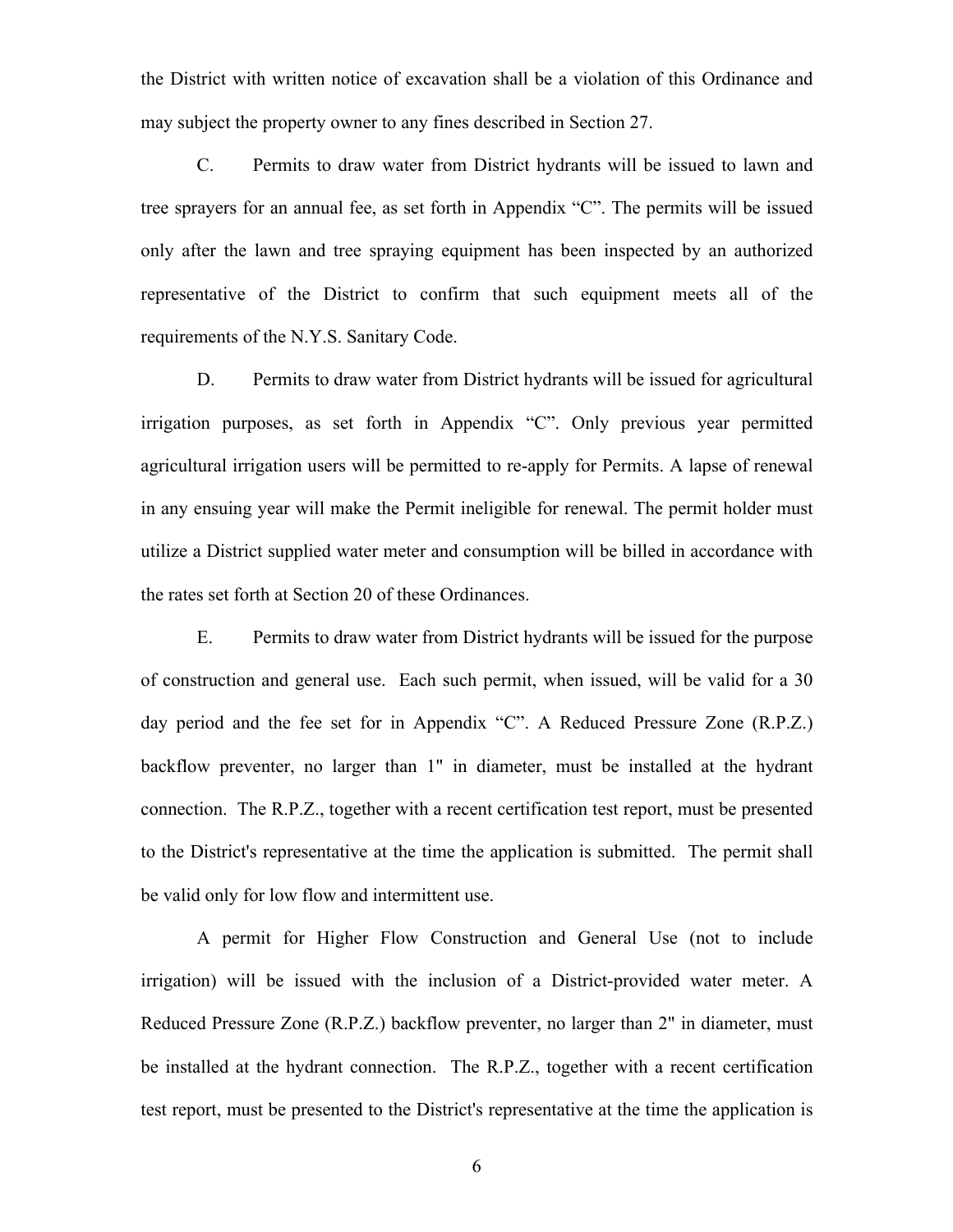the District with written notice of excavation shall be a violation of this Ordinance and may subject the property owner to any fines described in Section 27.

C. Permits to draw water from District hydrants will be issued to lawn and tree sprayers for an annual fee, as set forth in Appendix "C". The permits will be issued only after the lawn and tree spraying equipment has been inspected by an authorized representative of the District to confirm that such equipment meets all of the requirements of the N.Y.S. Sanitary Code.

D. Permits to draw water from District hydrants will be issued for agricultural irrigation purposes, as set forth in Appendix "C". Only previous year permitted agricultural irrigation users will be permitted to re-apply for Permits. A lapse of renewal in any ensuing year will make the Permit ineligible for renewal. The permit holder must utilize a District supplied water meter and consumption will be billed in accordance with the rates set forth at Section 20 of these Ordinances.

E. Permits to draw water from District hydrants will be issued for the purpose of construction and general use. Each such permit, when issued, will be valid for a 30 day period and the fee set for in Appendix "C". A Reduced Pressure Zone (R.P.Z.) backflow preventer, no larger than 1" in diameter, must be installed at the hydrant connection. The R.P.Z., together with a recent certification test report, must be presented to the District's representative at the time the application is submitted. The permit shall be valid only for low flow and intermittent use.

A permit for Higher Flow Construction and General Use (not to include irrigation) will be issued with the inclusion of a District-provided water meter. A Reduced Pressure Zone (R.P.Z.) backflow preventer, no larger than 2" in diameter, must be installed at the hydrant connection. The R.P.Z., together with a recent certification test report, must be presented to the District's representative at the time the application is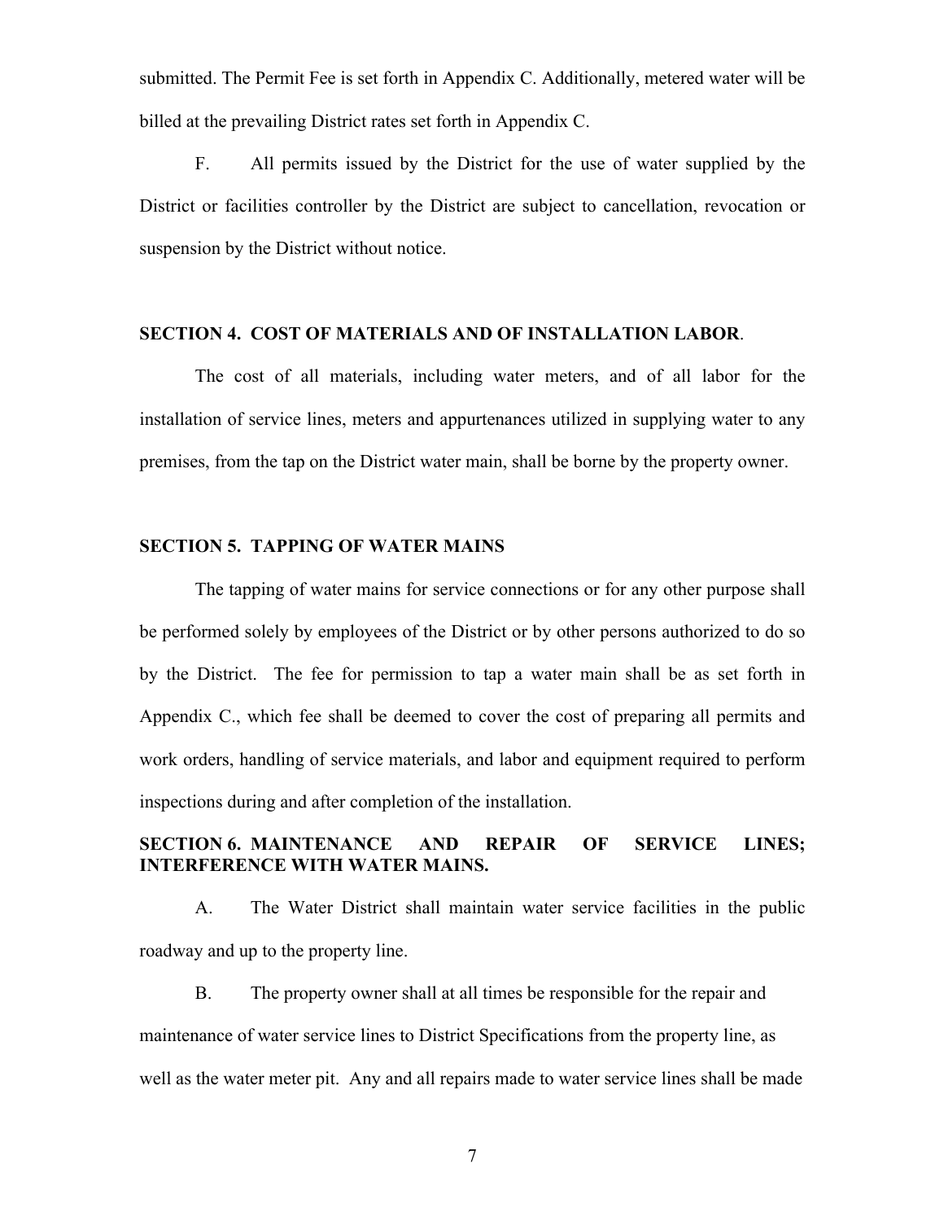submitted. The Permit Fee is set forth in Appendix C. Additionally, metered water will be billed at the prevailing District rates set forth in Appendix C.

F. All permits issued by the District for the use of water supplied by the District or facilities controller by the District are subject to cancellation, revocation or suspension by the District without notice.

## SECTION 4. COST OF MATERIALS AND OF INSTALLATION LABOR.

The cost of all materials, including water meters, and of all labor for the installation of service lines, meters and appurtenances utilized in supplying water to any premises, from the tap on the District water main, shall be borne by the property owner.

## SECTION 5. TAPPING OF WATER MAINS

The tapping of water mains for service connections or for any other purpose shall be performed solely by employees of the District or by other persons authorized to do so by the District. The fee for permission to tap a water main shall be as set forth in Appendix C., which fee shall be deemed to cover the cost of preparing all permits and work orders, handling of service materials, and labor and equipment required to perform inspections during and after completion of the installation.

## SECTION 6. MAINTENANCE AND REPAIR OF SERVICE LINES; INTERFERENCE WITH WATER MAINS.

A. The Water District shall maintain water service facilities in the public roadway and up to the property line.

B. The property owner shall at all times be responsible for the repair and maintenance of water service lines to District Specifications from the property line, as well as the water meter pit. Any and all repairs made to water service lines shall be made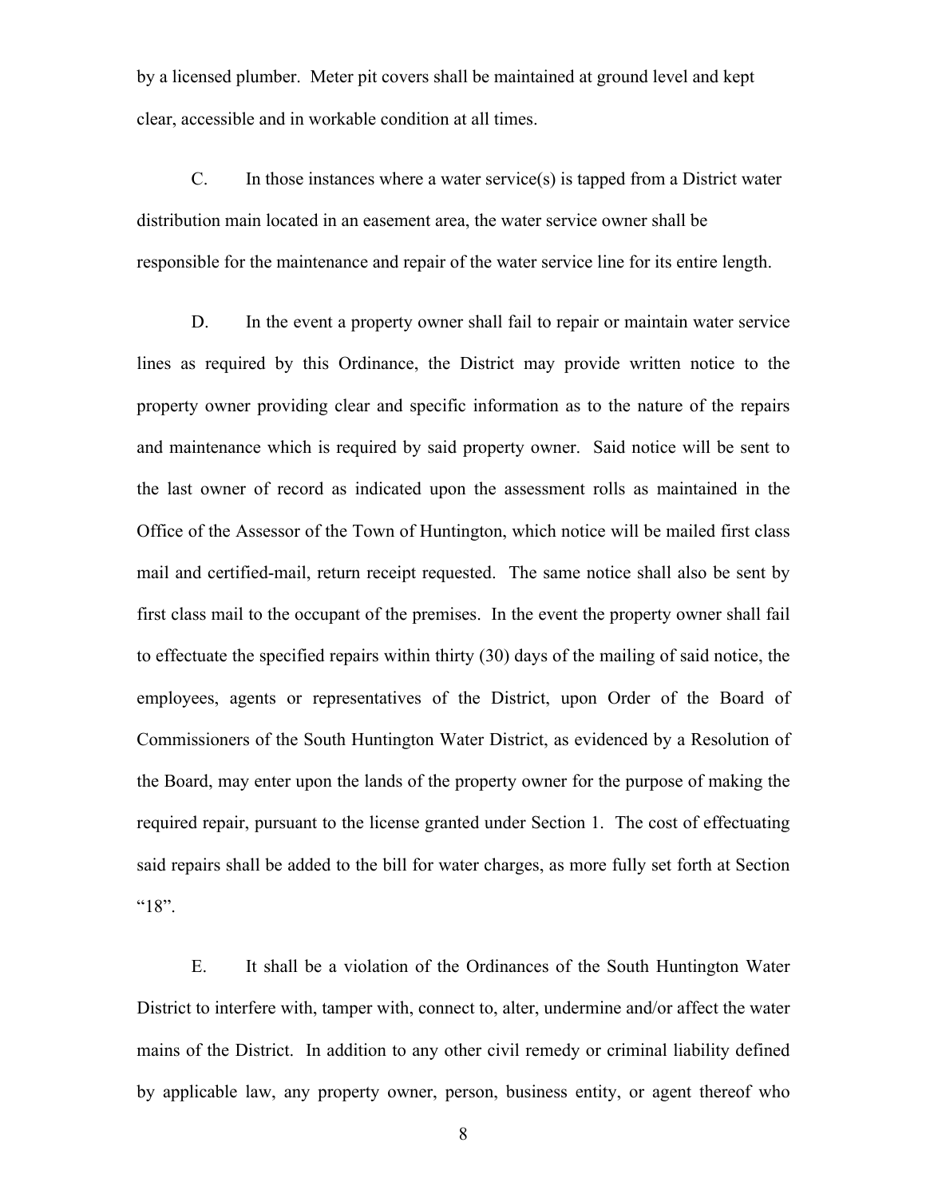by a licensed plumber. Meter pit covers shall be maintained at ground level and kept clear, accessible and in workable condition at all times.

C. In those instances where a water service(s) is tapped from a District water distribution main located in an easement area, the water service owner shall be responsible for the maintenance and repair of the water service line for its entire length.

D. In the event a property owner shall fail to repair or maintain water service lines as required by this Ordinance, the District may provide written notice to the property owner providing clear and specific information as to the nature of the repairs and maintenance which is required by said property owner. Said notice will be sent to the last owner of record as indicated upon the assessment rolls as maintained in the Office of the Assessor of the Town of Huntington, which notice will be mailed first class mail and certified-mail, return receipt requested. The same notice shall also be sent by first class mail to the occupant of the premises. In the event the property owner shall fail to effectuate the specified repairs within thirty (30) days of the mailing of said notice, the employees, agents or representatives of the District, upon Order of the Board of Commissioners of the South Huntington Water District, as evidenced by a Resolution of the Board, may enter upon the lands of the property owner for the purpose of making the required repair, pursuant to the license granted under Section 1. The cost of effectuating said repairs shall be added to the bill for water charges, as more fully set forth at Section "18".

E. It shall be a violation of the Ordinances of the South Huntington Water District to interfere with, tamper with, connect to, alter, undermine and/or affect the water mains of the District. In addition to any other civil remedy or criminal liability defined by applicable law, any property owner, person, business entity, or agent thereof who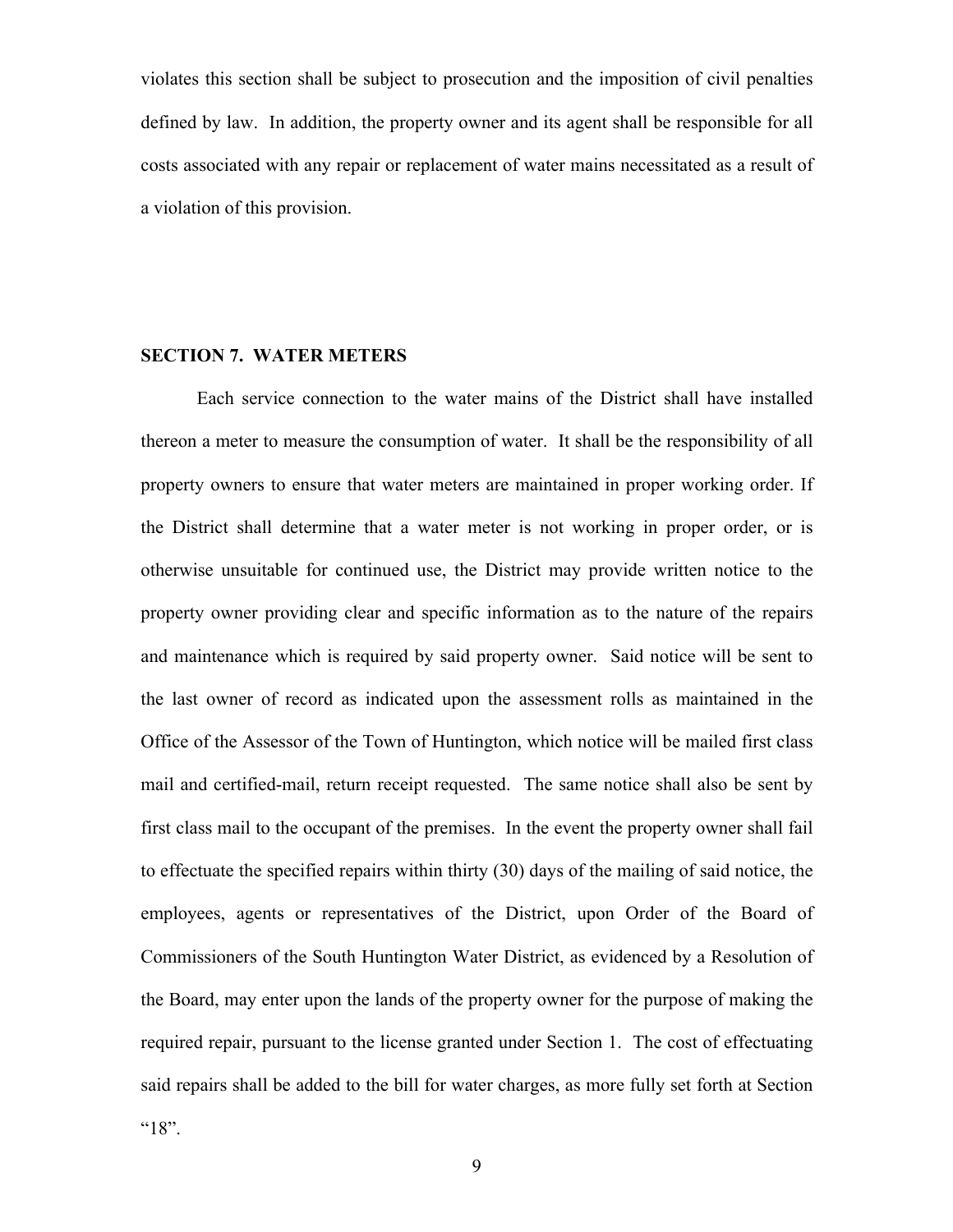violates this section shall be subject to prosecution and the imposition of civil penalties defined by law. In addition, the property owner and its agent shall be responsible for all costs associated with any repair or replacement of water mains necessitated as a result of a violation of this provision.

**SECTION 7. WATER METERS**

Each service connection to the water mains of the District shall have installed thereon a meter to measure the consumption of water. It shall be the responsibility of all property owners to ensure that water meters are maintained in proper working order. If the District shall determine that a water meter is not working in proper order, or is otherwise unsuitable for continued use, the District may provide written notice to the property owner providing clear and specific information as to the nature of the repairs and maintenance which is required by said property owner. Said notice will be sent to the last owner of record as indicated upon the assessment rolls as maintained in the Office of the Assessor of the Town of Huntington, which notice will be mailed first class mail and certified-mail, return receipt requested. The same notice shall also be sent by first class mail to the occupant of the premises. In the event the property owner shall fail to effectuate the specified repairs within thirty (30) days of the mailing of said notice, the employees, agents or representatives of the District, upon Order of the Board of Commissioners of the South Huntington Water District, as evidenced by a Resolution of the Board, may enter upon the lands of the property owner for the purpose of making the required repair, pursuant to the license granted under Section 1. The cost of effectuating said repairs shall be added to the bill for water charges, as more fully set forth at Section "18".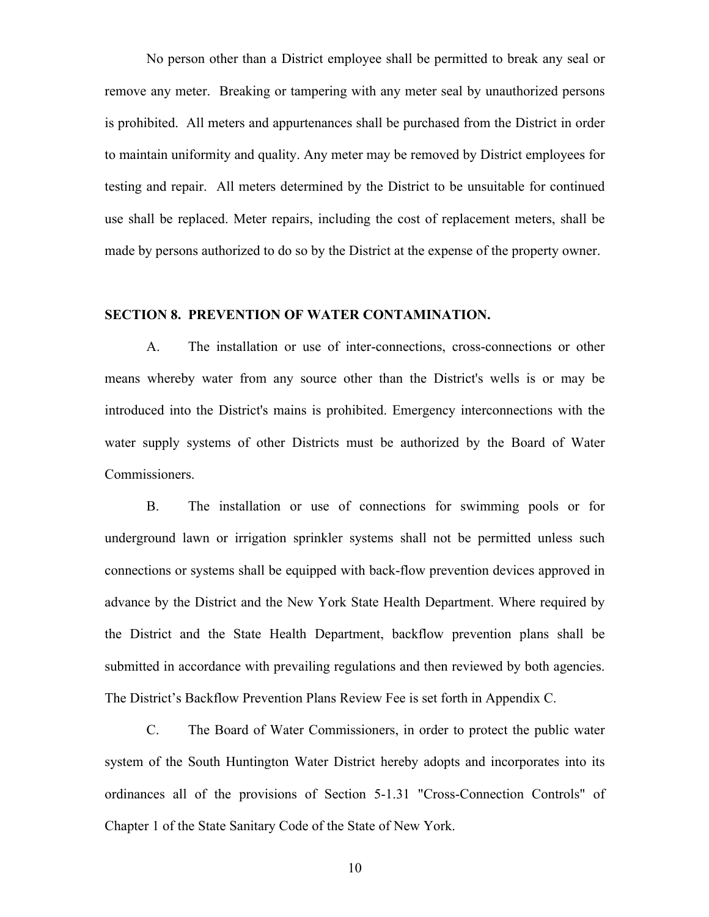No person other than a District employee shall be permitted to break any seal or remove any meter. Breaking or tampering with any meter seal by unauthorized persons is prohibited. All meters and appurtenances shall be purchased from the District in order to maintain uniformity and quality. Any meter may be removed by District employees for testing and repair. All meters determined by the District to be unsuitable for continued use shall be replaced. Meter repairs, including the cost of replacement meters, shall be made by persons authorized to do so by the District at the expense of the property owner.

## SECTION 8. PREVENTION OF WATER CONTAMINATION.

A. The installation or use of inter-connections, cross-connections or other means whereby water from any source other than the District's wells is or may be introduced into the District's mains is prohibited. Emergency interconnections with the water supply systems of other Districts must be authorized by the Board of Water Commissioners.

B. The installation or use of connections for swimming pools or for underground lawn or irrigation sprinkler systems shall not be permitted unless such connections or systems shall be equipped with back-flow prevention devices approved in advance by the District and the New York State Health Department. Where required by the District and the State Health Department, backflow prevention plans shall be submitted in accordance with prevailing regulations and then reviewed by both agencies. The District's Backflow Prevention Plans Review Fee is set forth in Appendix C.

C. The Board of Water Commissioners, in order to protect the public water system of the South Huntington Water District hereby adopts and incorporates into its ordinances all of the provisions of Section 5-1.31 "Cross-Connection Controls" of Chapter 1 of the State Sanitary Code of the State of New York.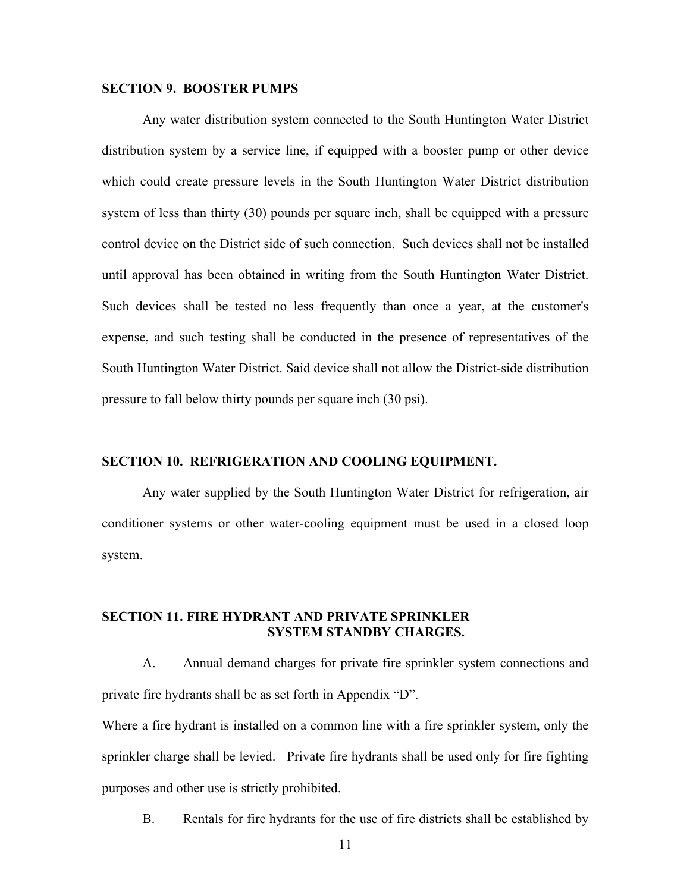**SECTION 9. BOOSTER PUMPS**

Any water distribution system connected to the South Huntington Water District distribution system by a service line, if equipped with a booster pump or other device which could create pressure levels in the South Huntington Water District distribution system of less than thirty (30) pounds per square inch, shall be equipped with a pressure control device on the District side of such connection. Such devices shall not be installed until approval has been obtained in writing from the South Huntington Water District. Such devices shall be tested no less frequently than once a year, at the customer's expense, and such testing shall be conducted in the presence of representatives of the South Huntington Water District. Said device shall not allow the District-side distribution pressure to fall below thirty pounds per square inch (30 psi).

**SECTION 10. REFRIGERATION AND COOLING EQUIPMENT.**

Any water supplied by the South Huntington Water District for refrigeration, air conditioner systems or other water-cooling equipment must be used in a closed loop system.

**SECTION 11. FIRE HYDRANT AND PRIVATE SPRINKLER SYSTEM STANDBY CHARGES.**

A. Annual demand charges for private fire sprinkler system connections and private fire hydrants shall be as set forth in Appendix "D".

Where a fire hydrant is installed on a common line with a fire sprinkler system, only the sprinkler charge shall be levied. Private fire hydrants shall be used only for fire fighting purposes and other use is strictly prohibited.

B. Rentals for fire hydrants for the use of fire districts shall be established by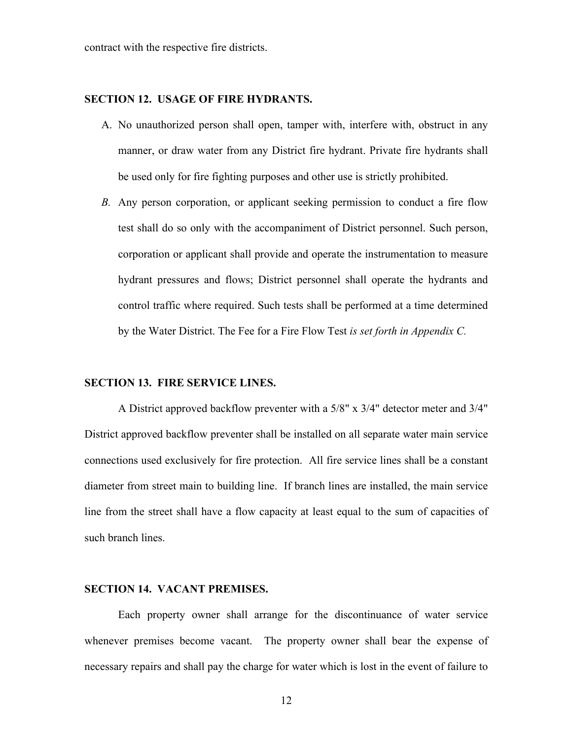contract with the respective fire districts.

**SECTION 12. USAGE OF FIRE HYDRANTS.**

A. No unauthorized person shall open, tamper with, interfere with, obstruct in any manner, or draw water from any District fire hydrant. Private fire hydrants shall be used only for fire fighting purposes and other use is strictly prohibited.

*B.* Any person corporation, or applicant seeking permission to conduct a fire flow test shall do so only with the accompaniment of District personnel. Such person, corporation or applicant shall provide and operate the instrumentation to measure hydrant pressures and flows; District personnel shall operate the hydrants and control traffic where required. Such tests shall be performed at a time determined by the Water District. The Fee for a Fire Flow Test *is set forth in Appendix C.*

**SECTION 13. FIRE SERVICE LINES.**

A District approved backflow preventer with a 5/8" x 3/4" detector meter and 3/4" District approved backflow preventer shall be installed on all separate water main service connections used exclusively for fire protection. All fire service lines shall be a constant diameter from street main to building line. If branch lines are installed, the main service line from the street shall have a flow capacity at least equal to the sum of capacities of such branch lines.

**SECTION 14. VACANT PREMISES.**

Each property owner shall arrange for the discontinuance of water service whenever premises become vacant. The property owner shall bear the expense of necessary repairs and shall pay the charge for water which is lost in the event of failure to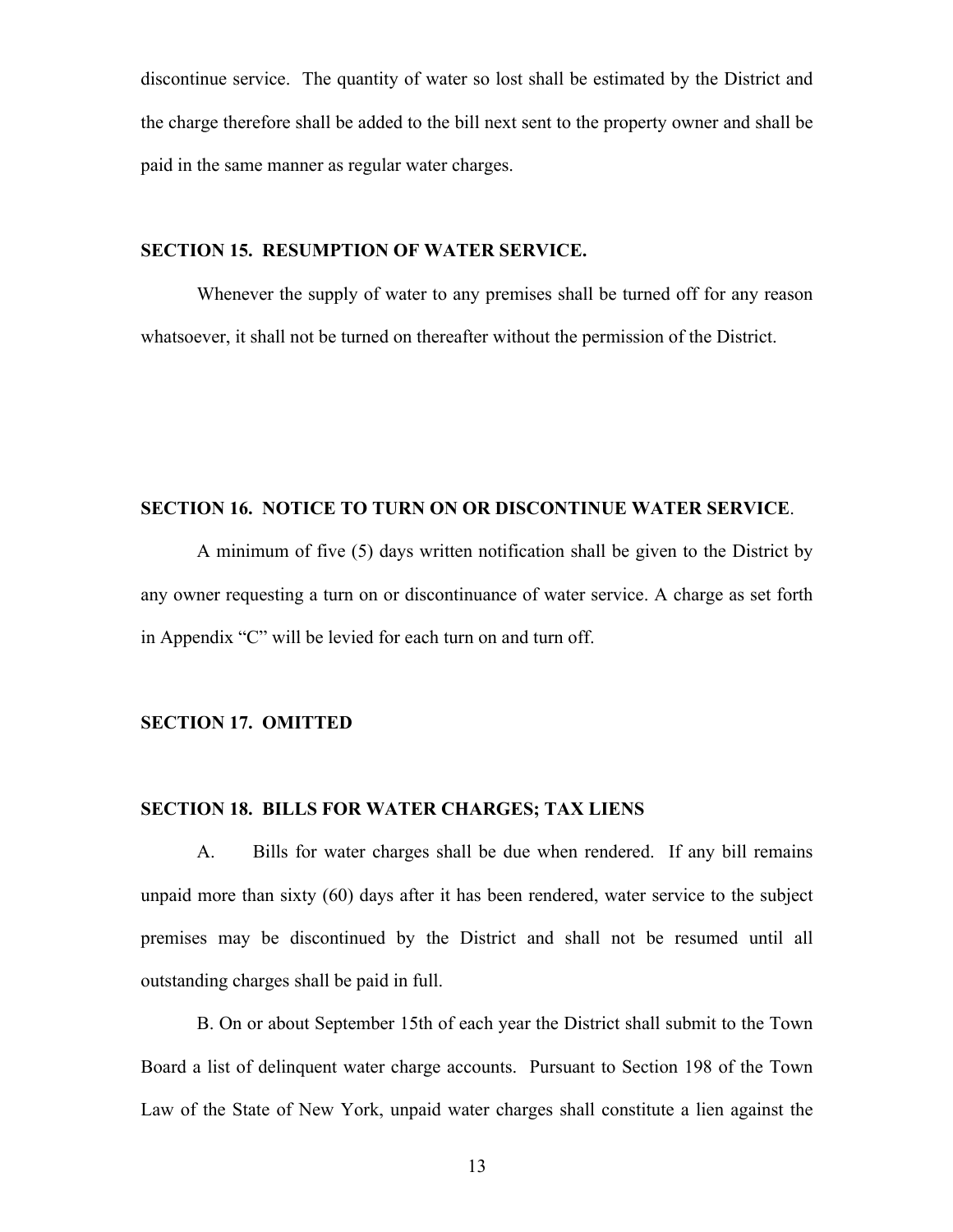discontinue service. The quantity of water so lost shall be estimated by the District and the charge therefore shall be added to the bill next sent to the property owner and shall be paid in the same manner as regular water charges.

**SECTION 15. RESUMPTION OF WATER SERVICE.**

Whenever the supply of water to any premises shall be turned off for any reason whatsoever, it shall not be turned on thereafter without the permission of the District.

**SECTION 16. NOTICE TO TURN ON OR DISCONTINUE WATER SERVICE**.

A minimum of five (5) days written notification shall be given to the District by any owner requesting a turn on or discontinuance of water service. A charge as set forth in Appendix "C" will be levied for each turn on and turn off.

**SECTION 17. OMITTED**

**SECTION 18. BILLS FOR WATER CHARGES; TAX LIENS**

A. Bills for water charges shall be due when rendered. If any bill remains unpaid more than sixty (60) days after it has been rendered, water service to the subject premises may be discontinued by the District and shall not be resumed until all outstanding charges shall be paid in full.

B. On or about September 15th of each year the District shall submit to the Town Board a list of delinquent water charge accounts. Pursuant to Section 198 of the Town Law of the State of New York, unpaid water charges shall constitute a lien against the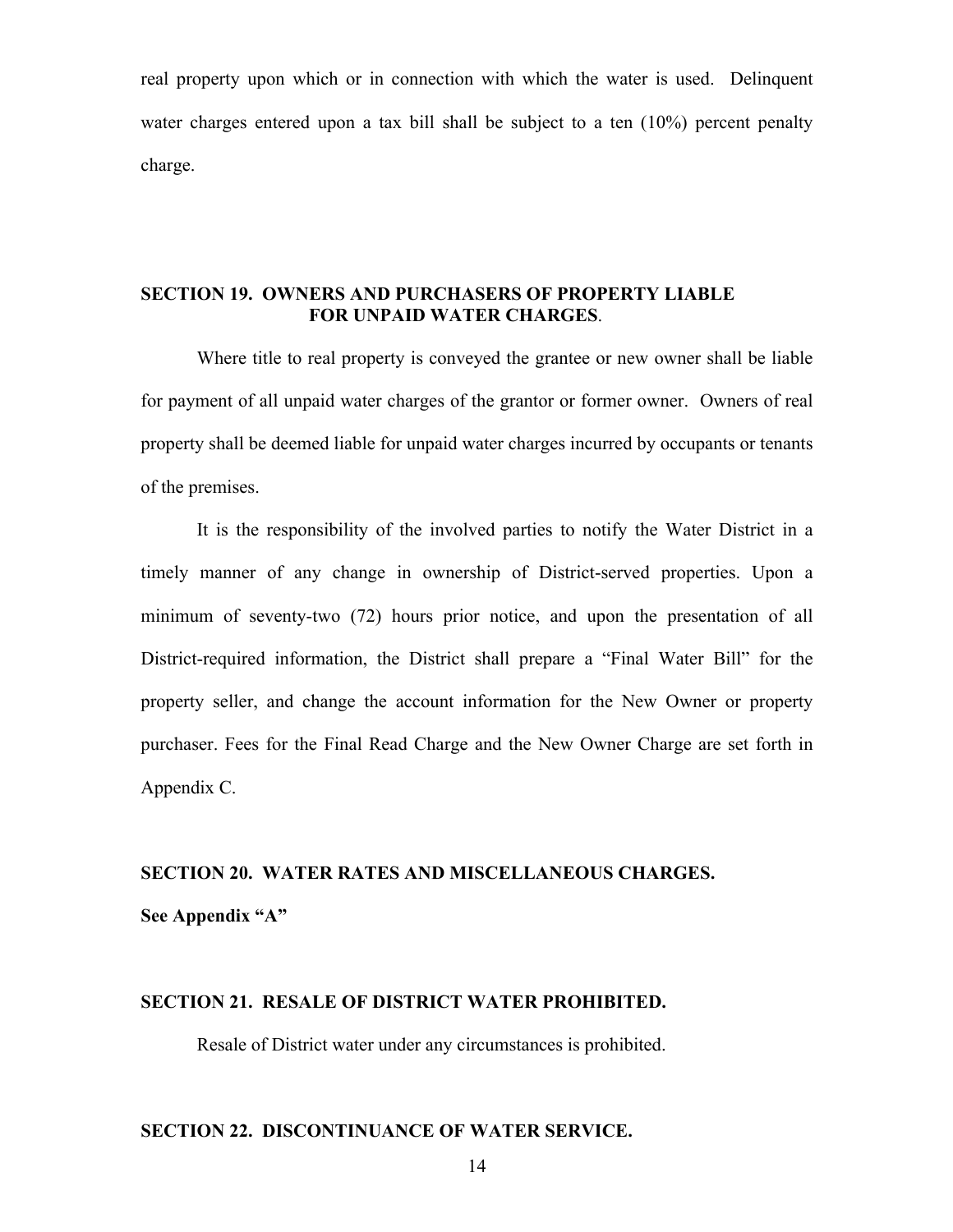real property upon which or in connection with which the water is used. Delinquent water charges entered upon a tax bill shall be subject to a ten (10%) percent penalty charge.

## SECTION 19. OWNERS AND PURCHASERS OF PROPERTY LIABLE FOR UNPAID WATER CHARGES.

Where title to real property is conveyed the grantee or new owner shall be liable for payment of all unpaid water charges of the grantor or former owner. Owners of real property shall be deemed liable for unpaid water charges incurred by occupants or tenants of the premises.

It is the responsibility of the involved parties to notify the Water District in a timely manner of any change in ownership of District-served properties. Upon a minimum of seventy-two (72) hours prior notice, and upon the presentation of all District-required information, the District shall prepare a "Final Water Bill" for the property seller, and change the account information for the New Owner or property purchaser. Fees for the Final Read Charge and the New Owner Charge are set forth in Appendix C.

## SECTION 20. WATER RATES AND MISCELLANEOUS CHARGES.

**See Appendix "A"**

## SECTION 21. RESALE OF DISTRICT WATER PROHIBITED.

Resale of District water under any circumstances is prohibited.

## SECTION 22. DISCONTINUANCE OF WATER SERVICE.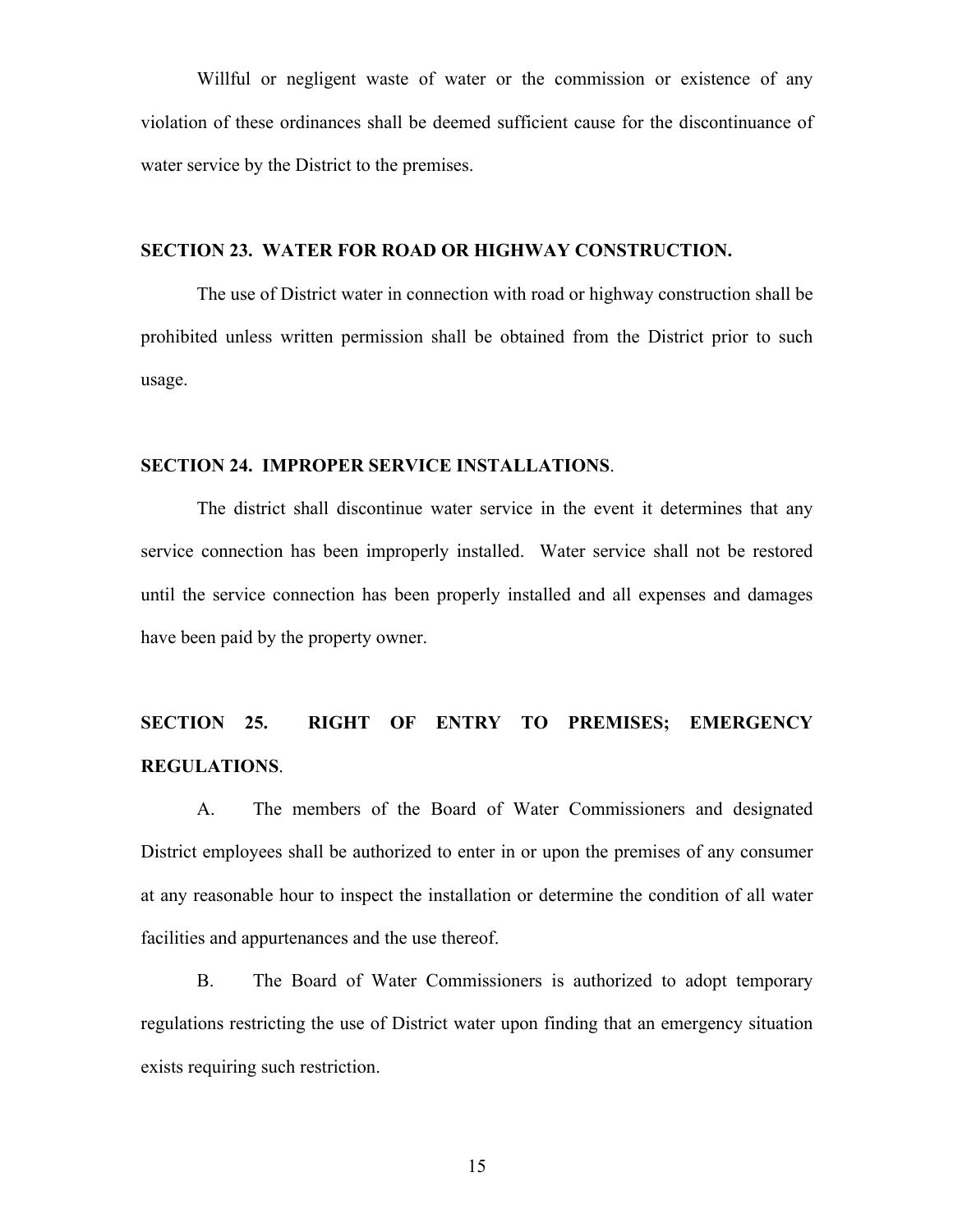Willful or negligent waste of water or the commission or existence of any violation of these ordinances shall be deemed sufficient cause for the discontinuance of water service by the District to the premises.

**SECTION 23. WATER FOR ROAD OR HIGHWAY CONSTRUCTION.**

The use of District water in connection with road or highway construction shall be prohibited unless written permission shall be obtained from the District prior to such usage.

**SECTION 24. IMPROPER SERVICE INSTALLATIONS**.

The district shall discontinue water service in the event it determines that any service connection has been improperly installed. Water service shall not be restored until the service connection has been properly installed and all expenses and damages have been paid by the property owner.

**SECTION 25. RIGHT OF ENTRY TO PREMISES; EMERGENCY REGULATIONS**.

A. The members of the Board of Water Commissioners and designated District employees shall be authorized to enter in or upon the premises of any consumer at any reasonable hour to inspect the installation or determine the condition of all water facilities and appurtenances and the use thereof.

B. The Board of Water Commissioners is authorized to adopt temporary regulations restricting the use of District water upon finding that an emergency situation exists requiring such restriction.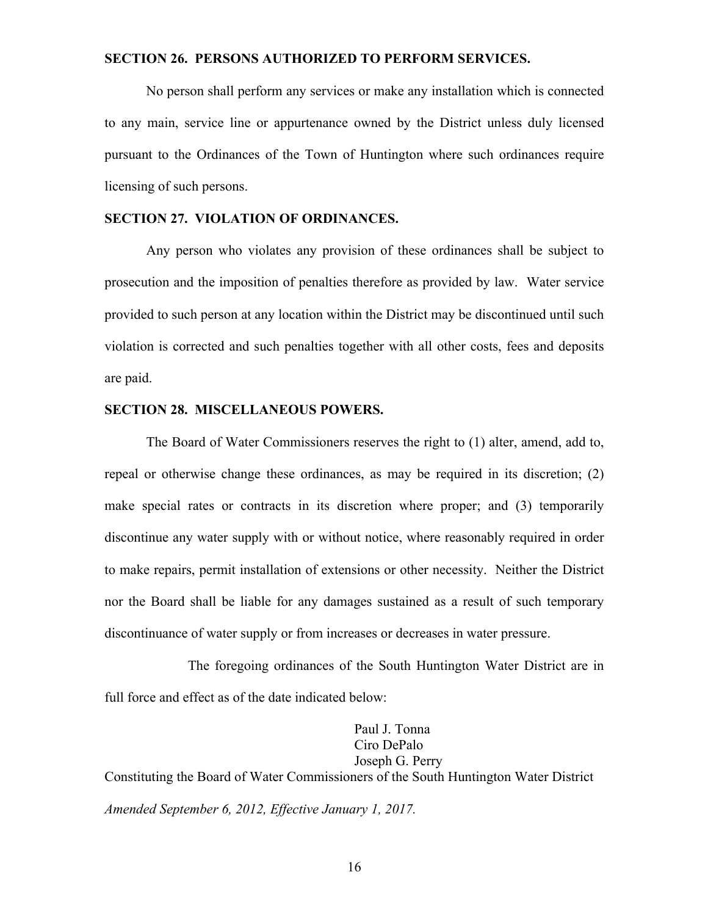**SECTION 26. PERSONS AUTHORIZED TO PERFORM SERVICES.**

No person shall perform any services or make any installation which is connected to any main, service line or appurtenance owned by the District unless duly licensed pursuant to the Ordinances of the Town of Huntington where such ordinances require licensing of such persons.

**SECTION 27. VIOLATION OF ORDINANCES.**

Any person who violates any provision of these ordinances shall be subject to prosecution and the imposition of penalties therefore as provided by law. Water service provided to such person at any location within the District may be discontinued until such violation is corrected and such penalties together with all other costs, fees and deposits are paid.

**SECTION 28. MISCELLANEOUS POWERS.**

The Board of Water Commissioners reserves the right to (1) alter, amend, add to, repeal or otherwise change these ordinances, as may be required in its discretion; (2) make special rates or contracts in its discretion where proper; and (3) temporarily discontinue any water supply with or without notice, where reasonably required in order to make repairs, permit installation of extensions or other necessity. Neither the District nor the Board shall be liable for any damages sustained as a result of such temporary discontinuance of water supply or from increases or decreases in water pressure.

The foregoing ordinances of the South Huntington Water District are in full force and effect as of the date indicated below:

Paul J. Tonna
Ciro DePalo
Joseph G. Perry

Constituting the Board of Water Commissioners of the South Huntington Water District

*Amended September 6, 2012, Effective January 1, 2017.*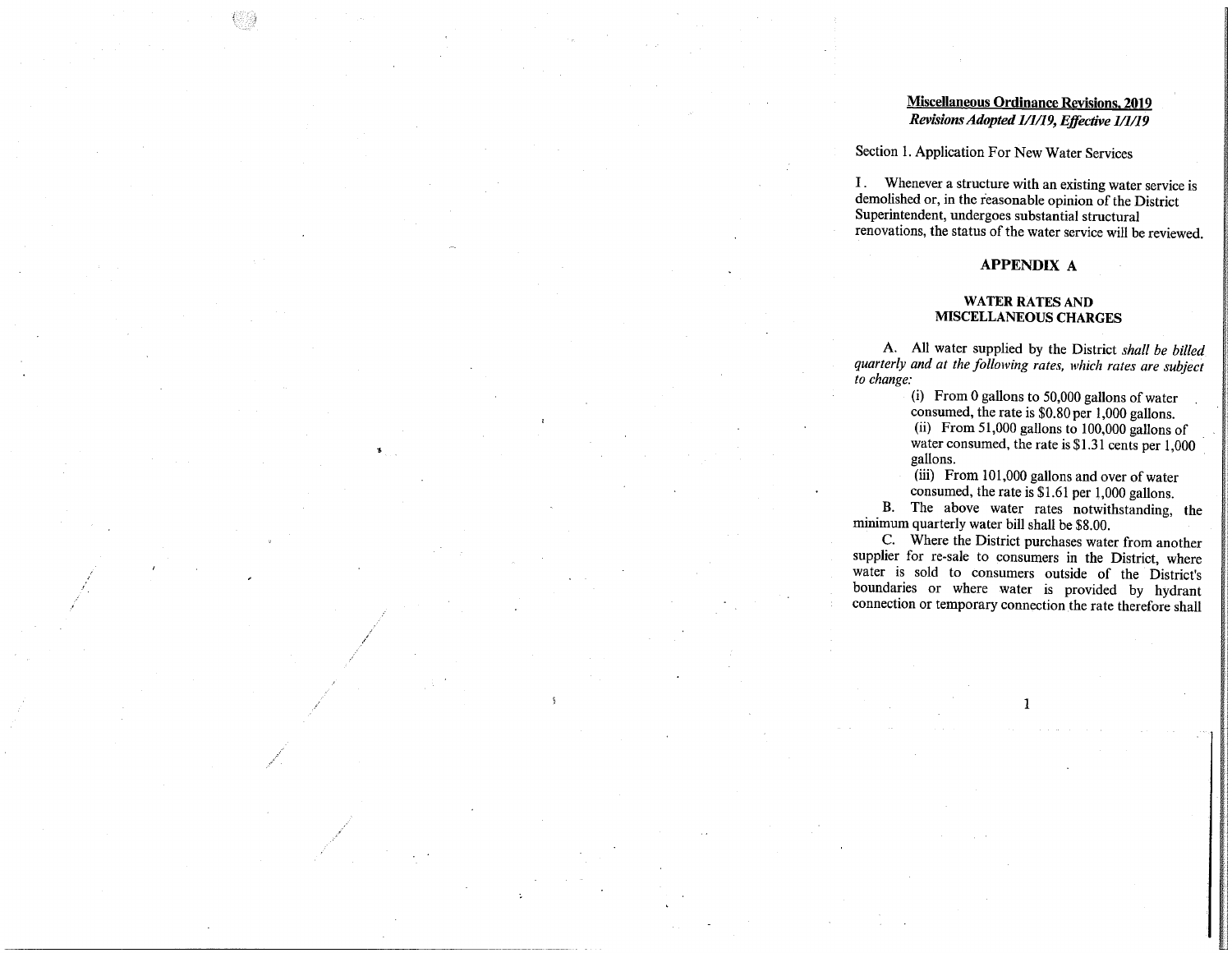**Miscellaneous Ordinance Revisions, 2019**
***Revisions Adopted 1/1/19, Effective 1/1/19***

Section 1. Application For New Water Services

I. Whenever a structure with an existing water service is demolished or, in the reasonable opinion of the District Superintendent, undergoes substantial structural renovations, the status of the water service will be reviewed.

## APPENDIX A

### WATER RATES AND MISCELLANEOUS CHARGES

A. All water supplied by the District *shall be billed quarterly and at the following rates, which rates are subject to change:*

(i) From 0 gallons to 50,000 gallons of water consumed, the rate is $0.80 per 1,000 gallons.

(ii) From 51,000 gallons to 100,000 gallons of water consumed, the rate is $1.31 cents per 1,000 gallons.

(iii) From 101,000 gallons and over of water consumed, the rate is $1.61 per 1,000 gallons.

B. The above water rates notwithstanding, the minimum quarterly water bill shall be $8.00.

C. Where the District purchases water from another supplier for re-sale to consumers in the District, where water is sold to consumers outside of the District's boundaries or where water is provided by hydrant connection or temporary connection the rate therefore shall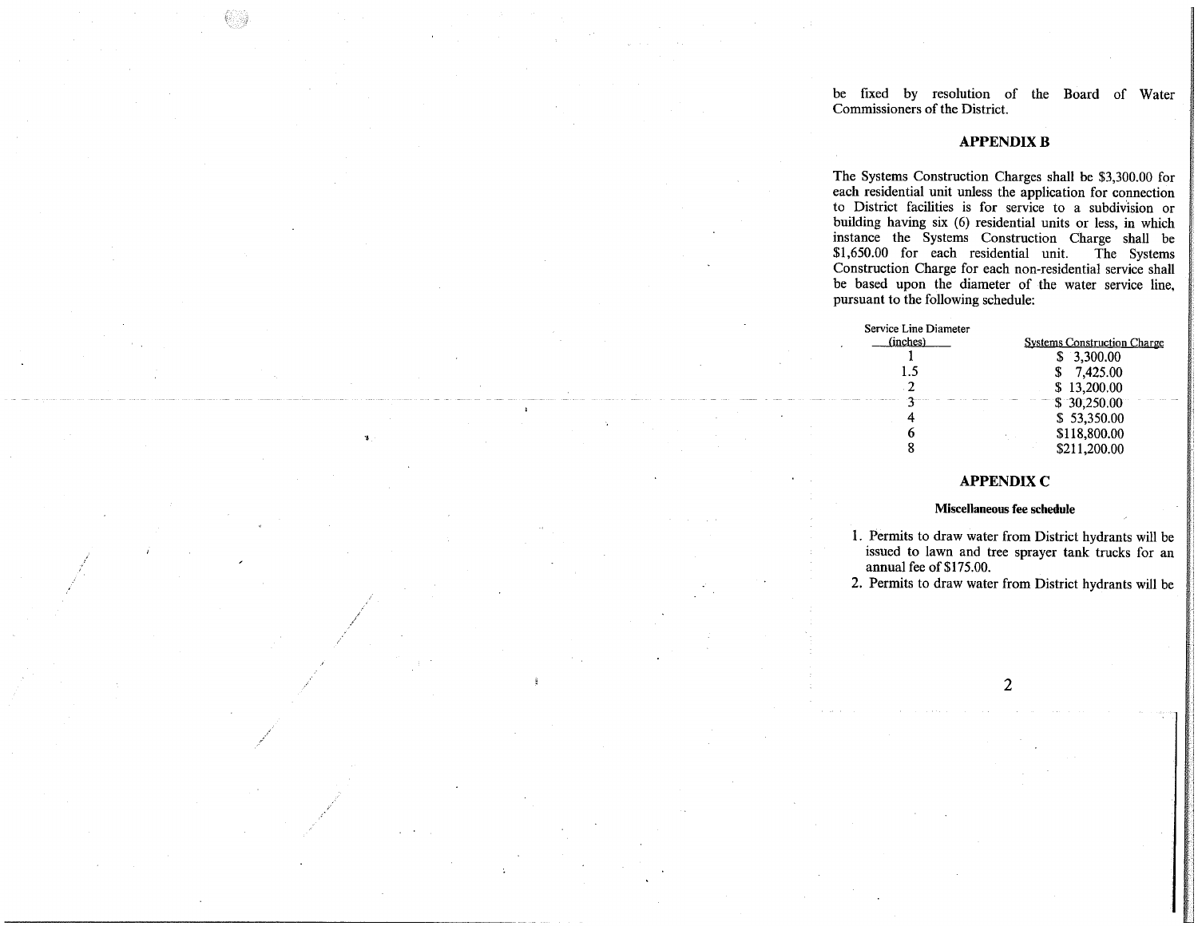be fixed by resolution of the Board of Water Commissioners of the District.

## APPENDIX B

The Systems Construction Charges shall be $3,300.00 for each residential unit unless the application for connection to District facilities is for service to a subdivision or building having six (6) residential units or less, in which instance the Systems Construction Charge shall be $1,650.00 for each residential unit. The Systems Construction Charge for each non-residential service shall be based upon the diameter of the water service line, pursuant to the following schedule:

| Service Line Diameter (inches) | Systems Construction Charge |
|---|---|
| 1 | $ 3,300.00 |
| 1.5 | $ 7,425.00 |
| 2 | $ 13,200.00 |
| 3 | $ 30,250.00 |
| 4 | $ 53,350.00 |
| 6 | $118,800.00 |
| 8 | $211,200.00 |

## APPENDIX C

**Miscellaneous fee schedule**

1. Permits to draw water from District hydrants will be issued to lawn and tree sprayer tank trucks for an annual fee of $175.00.
2. Permits to draw water from District hydrants will be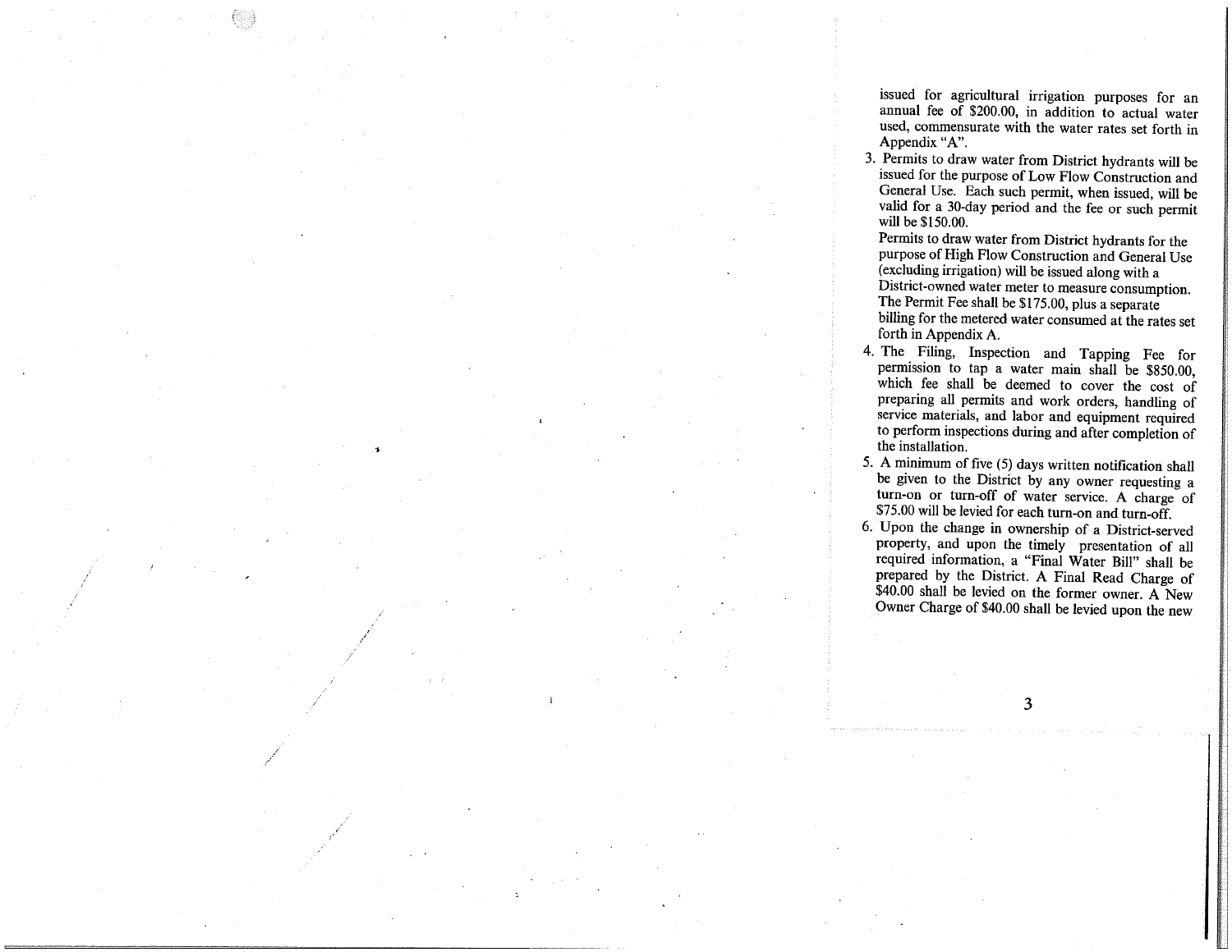issued for agricultural irrigation purposes for an annual fee of $200.00, in addition to actual water used, commensurate with the water rates set forth in Appendix "A".

3. Permits to draw water from District hydrants will be issued for the purpose of Low Flow Construction and General Use. Each such permit, when issued, will be valid for a 30-day period and the fee or such permit will be $150.00.

   Permits to draw water from District hydrants for the purpose of High Flow Construction and General Use (excluding irrigation) will be issued along with a District-owned water meter to measure consumption. The Permit Fee shall be $175.00, plus a separate billing for the metered water consumed at the rates set forth in Appendix A.

4. The Filing, Inspection and Tapping Fee for permission to tap a water main shall be $850.00, which fee shall be deemed to cover the cost of preparing all permits and work orders, handling of service materials, and labor and equipment required to perform inspections during and after completion of the installation.

5. A minimum of five (5) days written notification shall be given to the District by any owner requesting a turn-on or turn-off of water service. A charge of $75.00 will be levied for each turn-on and turn-off.

6. Upon the change in ownership of a District-served property, and upon the timely presentation of all required information, a "Final Water Bill" shall be prepared by the District. A Final Read Charge of $40.00 shall be levied on the former owner. A New Owner Charge of $40.00 shall be levied upon the new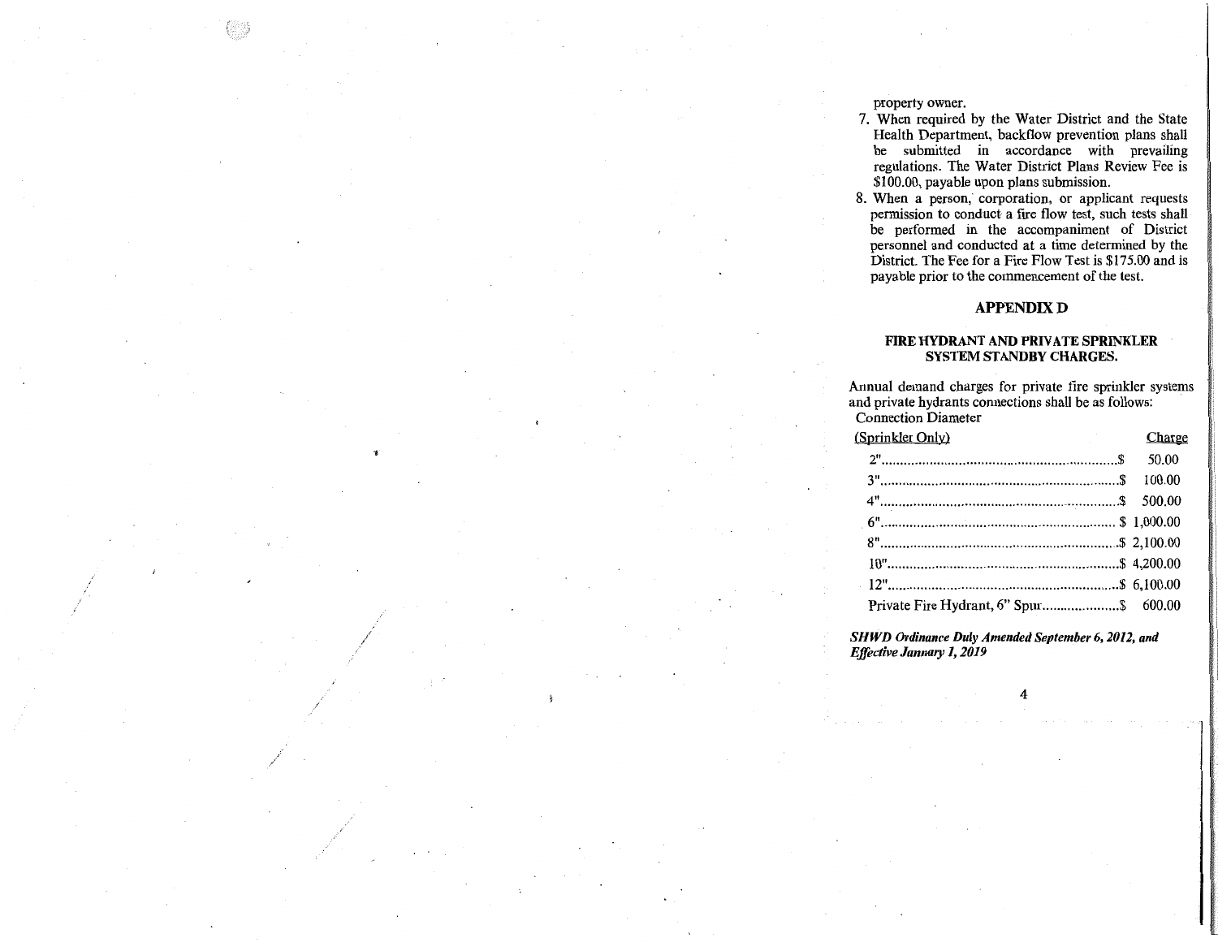property owner.

7. When required by the Water District and the State Health Department, backflow prevention plans shall be submitted in accordance with prevailing regulations. The Water District Plans Review Fee is $100.00, payable upon plans submission.
8. When a person, corporation, or applicant requests permission to conduct a fire flow test, such tests shall be performed in the accompaniment of District personnel and conducted at a time determined by the District. The Fee for a Fire Flow Test is $175.00 and is payable prior to the commencement of the test.

## APPENDIX D

### FIRE HYDRANT AND PRIVATE SPRINKLER SYSTEM STANDBY CHARGES.

Annual demand charges for private fire sprinkler systems and private hydrants connections shall be as follows:

Connection Diameter

| (Sprinkler Only) | Charge |
|---|---|
| 2" | $ 50.00 |
| 3" | $ 100.00 |
| 4" | $ 500.00 |
| 6" | $ 1,000.00 |
| 8" | $ 2,100.00 |
| 10" | $ 4,200.00 |
| 12" | $ 6,100.00 |
| Private Fire Hydrant, 6" Spur | $ 600.00 |

***SHWD Ordinance Duly Amended September 6, 2012, and Effective January 1, 2019***